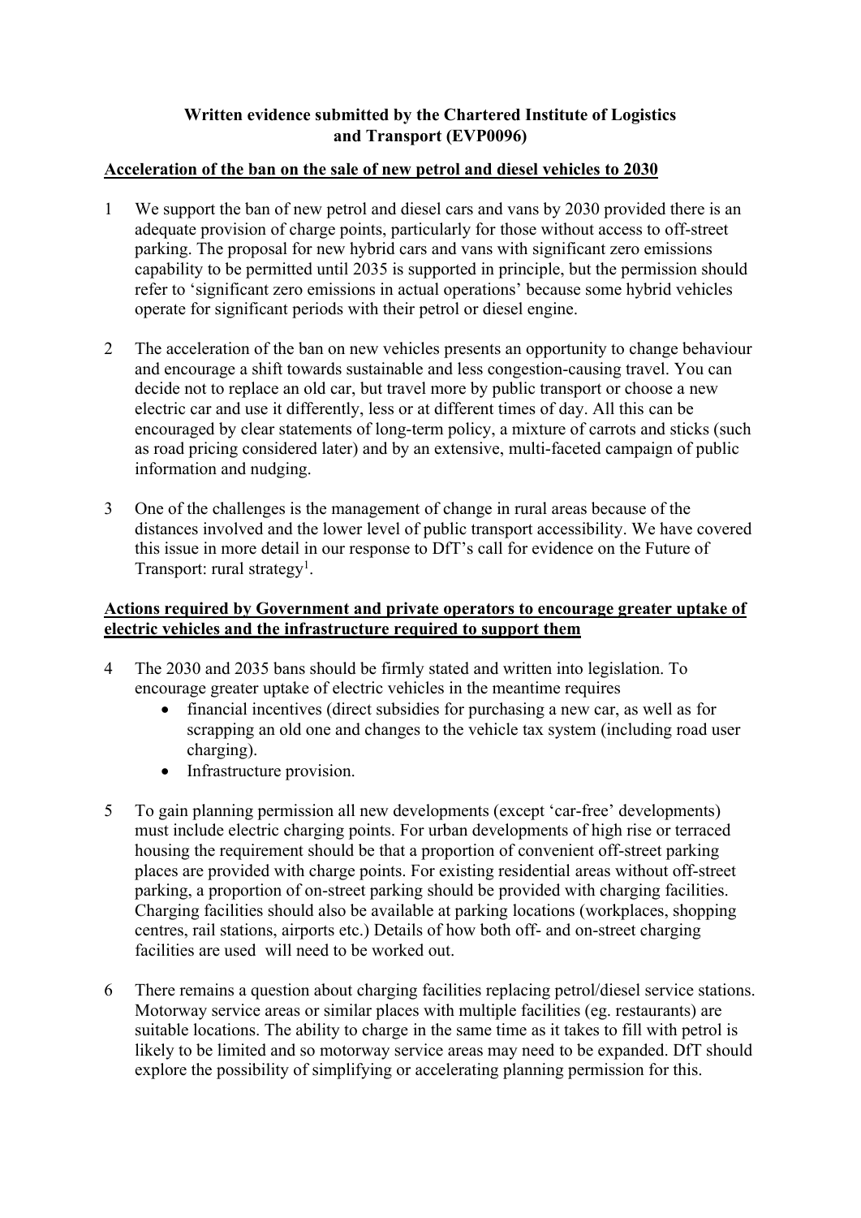**Written evidence submitted by the Chartered Institute of Logistics and Transport (EVP0096)**

**Acceleration of the ban on the sale of new petrol and diesel vehicles to 2030**

1 We support the ban of new petrol and diesel cars and vans by 2030 provided there is an adequate provision of charge points, particularly for those without access to off-street parking. The proposal for new hybrid cars and vans with significant zero emissions capability to be permitted until 2035 is supported in principle, but the permission should refer to 'significant zero emissions in actual operations' because some hybrid vehicles operate for significant periods with their petrol or diesel engine.

2 The acceleration of the ban on new vehicles presents an opportunity to change behaviour and encourage a shift towards sustainable and less congestion-causing travel. You can decide not to replace an old car, but travel more by public transport or choose a new electric car and use it differently, less or at different times of day. All this can be encouraged by clear statements of long-term policy, a mixture of carrots and sticks (such as road pricing considered later) and by an extensive, multi-faceted campaign of public information and nudging.

3 One of the challenges is the management of change in rural areas because of the distances involved and the lower level of public transport accessibility. We have covered this issue in more detail in our response to DfT's call for evidence on the Future of Transport: rural strategy[1].

**Actions required by Government and private operators to encourage greater uptake of electric vehicles and the infrastructure required to support them**

4 The 2030 and 2035 bans should be firmly stated and written into legislation. To encourage greater uptake of electric vehicles in the meantime requires
- financial incentives (direct subsidies for purchasing a new car, as well as for scrapping an old one and changes to the vehicle tax system (including road user charging).
- Infrastructure provision.

5 To gain planning permission all new developments (except 'car-free' developments) must include electric charging points. For urban developments of high rise or terraced housing the requirement should be that a proportion of convenient off-street parking places are provided with charge points. For existing residential areas without off-street parking, a proportion of on-street parking should be provided with charging facilities. Charging facilities should also be available at parking locations (workplaces, shopping centres, rail stations, airports etc.) Details of how both off- and on-street charging facilities are used will need to be worked out.

6 There remains a question about charging facilities replacing petrol/diesel service stations. Motorway service areas or similar places with multiple facilities (eg. restaurants) are suitable locations. The ability to charge in the same time as it takes to fill with petrol is likely to be limited and so motorway service areas may need to be expanded. DfT should explore the possibility of simplifying or accelerating planning permission for this.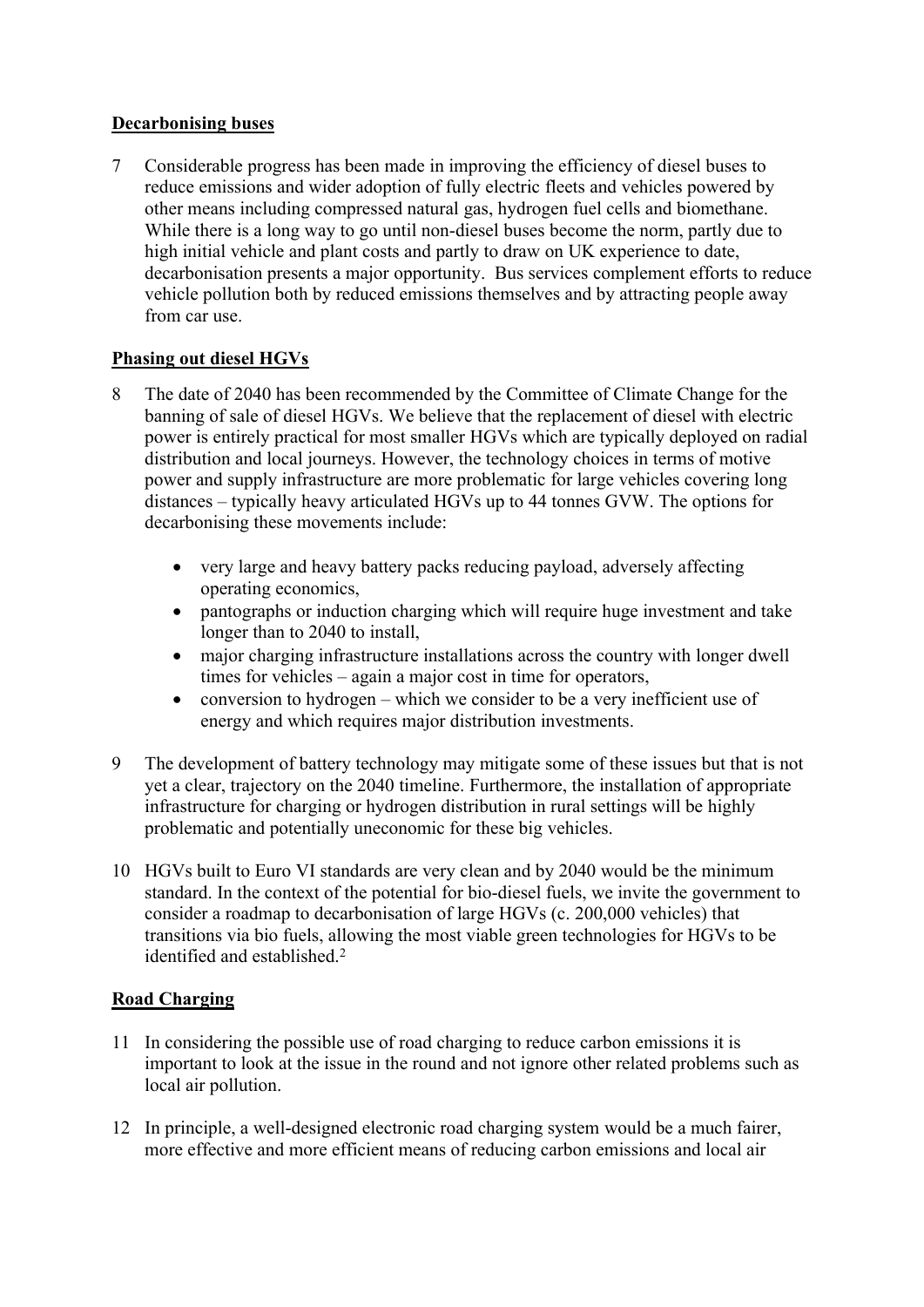**Decarbonising buses**

7 Considerable progress has been made in improving the efficiency of diesel buses to reduce emissions and wider adoption of fully electric fleets and vehicles powered by other means including compressed natural gas, hydrogen fuel cells and biomethane. While there is a long way to go until non-diesel buses become the norm, partly due to high initial vehicle and plant costs and partly to draw on UK experience to date, decarbonisation presents a major opportunity. Bus services complement efforts to reduce vehicle pollution both by reduced emissions themselves and by attracting people away from car use.

**Phasing out diesel HGVs**

8 The date of 2040 has been recommended by the Committee of Climate Change for the banning of sale of diesel HGVs. We believe that the replacement of diesel with electric power is entirely practical for most smaller HGVs which are typically deployed on radial distribution and local journeys. However, the technology choices in terms of motive power and supply infrastructure are more problematic for large vehicles covering long distances – typically heavy articulated HGVs up to 44 tonnes GVW. The options for decarbonising these movements include:

- very large and heavy battery packs reducing payload, adversely affecting operating economics,
- pantographs or induction charging which will require huge investment and take longer than to 2040 to install,
- major charging infrastructure installations across the country with longer dwell times for vehicles – again a major cost in time for operators,
- conversion to hydrogen – which we consider to be a very inefficient use of energy and which requires major distribution investments.

9 The development of battery technology may mitigate some of these issues but that is not yet a clear, trajectory on the 2040 timeline. Furthermore, the installation of appropriate infrastructure for charging or hydrogen distribution in rural settings will be highly problematic and potentially uneconomic for these big vehicles.

10 HGVs built to Euro VI standards are very clean and by 2040 would be the minimum standard. In the context of the potential for bio-diesel fuels, we invite the government to consider a roadmap to decarbonisation of large HGVs (c. 200,000 vehicles) that transitions via bio fuels, allowing the most viable green technologies for HGVs to be identified and established.[2]

**Road Charging**

11 In considering the possible use of road charging to reduce carbon emissions it is important to look at the issue in the round and not ignore other related problems such as local air pollution.

12 In principle, a well-designed electronic road charging system would be a much fairer, more effective and more efficient means of reducing carbon emissions and local air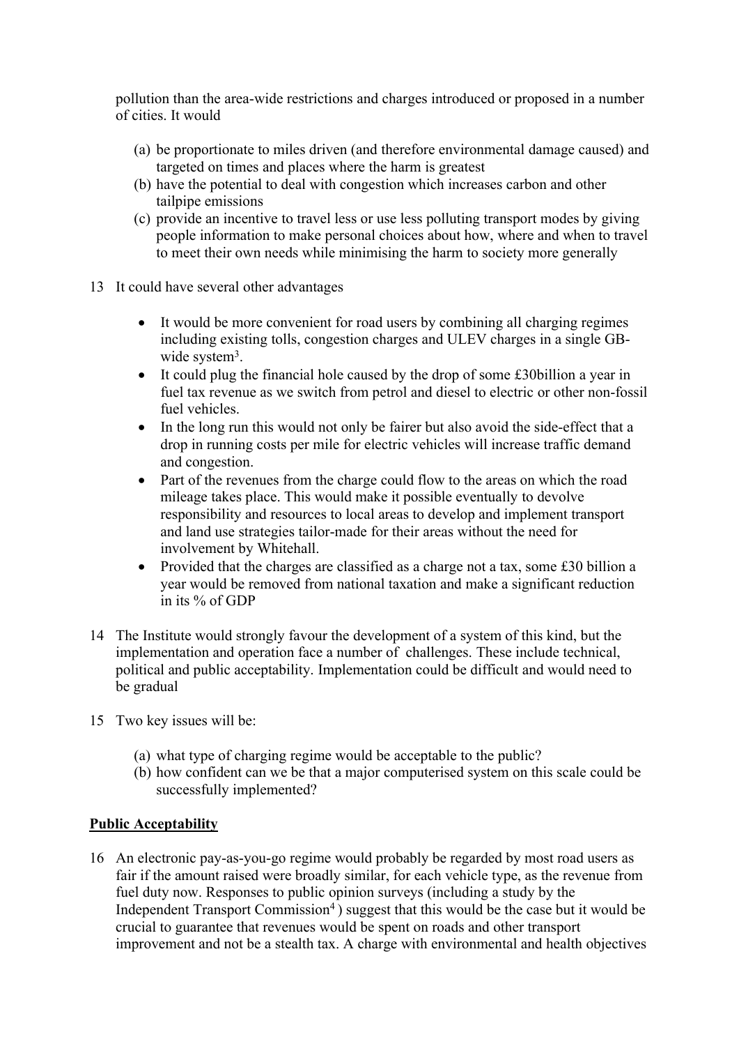pollution than the area-wide restrictions and charges introduced or proposed in a number of cities. It would

(a) be proportionate to miles driven (and therefore environmental damage caused) and targeted on times and places where the harm is greatest
(b) have the potential to deal with congestion which increases carbon and other tailpipe emissions
(c) provide an incentive to travel less or use less polluting transport modes by giving people information to make personal choices about how, where and when to travel to meet their own needs while minimising the harm to society more generally

13 It could have several other advantages

- It would be more convenient for road users by combining all charging regimes including existing tolls, congestion charges and ULEV charges in a single GB-wide system[3].
- It could plug the financial hole caused by the drop of some £30billion a year in fuel tax revenue as we switch from petrol and diesel to electric or other non-fossil fuel vehicles.
- In the long run this would not only be fairer but also avoid the side-effect that a drop in running costs per mile for electric vehicles will increase traffic demand and congestion.
- Part of the revenues from the charge could flow to the areas on which the road mileage takes place. This would make it possible eventually to devolve responsibility and resources to local areas to develop and implement transport and land use strategies tailor-made for their areas without the need for involvement by Whitehall.
- Provided that the charges are classified as a charge not a tax, some £30 billion a year would be removed from national taxation and make a significant reduction in its % of GDP

14 The Institute would strongly favour the development of a system of this kind, but the implementation and operation face a number of challenges. These include technical, political and public acceptability. Implementation could be difficult and would need to be gradual

15 Two key issues will be:

(a) what type of charging regime would be acceptable to the public?
(b) how confident can we be that a major computerised system on this scale could be successfully implemented?

**Public Acceptability**

16 An electronic pay-as-you-go regime would probably be regarded by most road users as fair if the amount raised were broadly similar, for each vehicle type, as the revenue from fuel duty now. Responses to public opinion surveys (including a study by the Independent Transport Commission[4] ) suggest that this would be the case but it would be crucial to guarantee that revenues would be spent on roads and other transport improvement and not be a stealth tax. A charge with environmental and health objectives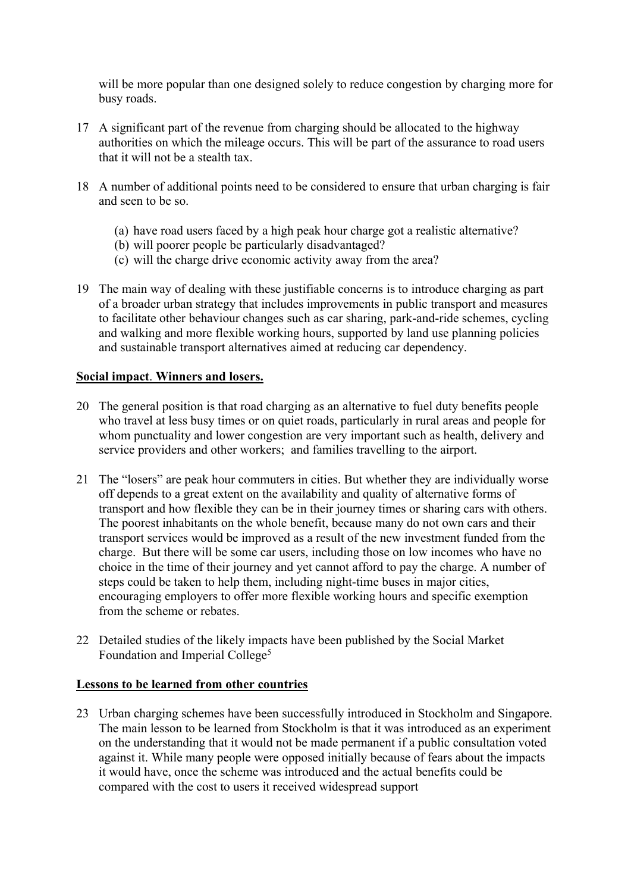will be more popular than one designed solely to reduce congestion by charging more for busy roads.

17 A significant part of the revenue from charging should be allocated to the highway authorities on which the mileage occurs. This will be part of the assurance to road users that it will not be a stealth tax.

18 A number of additional points need to be considered to ensure that urban charging is fair and seen to be so.

   (a) have road users faced by a high peak hour charge got a realistic alternative?
   (b) will poorer people be particularly disadvantaged?
   (c) will the charge drive economic activity away from the area?

19 The main way of dealing with these justifiable concerns is to introduce charging as part of a broader urban strategy that includes improvements in public transport and measures to facilitate other behaviour changes such as car sharing, park-and-ride schemes, cycling and walking and more flexible working hours, supported by land use planning policies and sustainable transport alternatives aimed at reducing car dependency.

**<u>Social impact. Winners and losers.</u>**

20 The general position is that road charging as an alternative to fuel duty benefits people who travel at less busy times or on quiet roads, particularly in rural areas and people for whom punctuality and lower congestion are very important such as health, delivery and service providers and other workers; and families travelling to the airport.

21 The "losers" are peak hour commuters in cities. But whether they are individually worse off depends to a great extent on the availability and quality of alternative forms of transport and how flexible they can be in their journey times or sharing cars with others. The poorest inhabitants on the whole benefit, because many do not own cars and their transport services would be improved as a result of the new investment funded from the charge. But there will be some car users, including those on low incomes who have no choice in the time of their journey and yet cannot afford to pay the charge. A number of steps could be taken to help them, including night-time buses in major cities, encouraging employers to offer more flexible working hours and specific exemption from the scheme or rebates.

22 Detailed studies of the likely impacts have been published by the Social Market Foundation and Imperial College[5]

**<u>Lessons to be learned from other countries</u>**

23 Urban charging schemes have been successfully introduced in Stockholm and Singapore. The main lesson to be learned from Stockholm is that it was introduced as an experiment on the understanding that it would not be made permanent if a public consultation voted against it. While many people were opposed initially because of fears about the impacts it would have, once the scheme was introduced and the actual benefits could be compared with the cost to users it received widespread support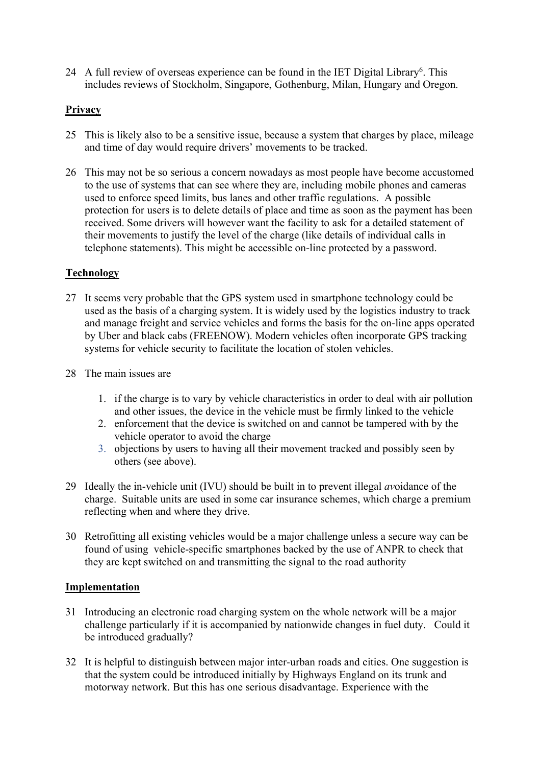24 A full review of overseas experience can be found in the IET Digital Library[6]. This includes reviews of Stockholm, Singapore, Gothenburg, Milan, Hungary and Oregon.

**Privacy**

25 This is likely also to be a sensitive issue, because a system that charges by place, mileage and time of day would require drivers' movements to be tracked.

26 This may not be so serious a concern nowadays as most people have become accustomed to the use of systems that can see where they are, including mobile phones and cameras used to enforce speed limits, bus lanes and other traffic regulations. A possible protection for users is to delete details of place and time as soon as the payment has been received. Some drivers will however want the facility to ask for a detailed statement of their movements to justify the level of the charge (like details of individual calls in telephone statements). This might be accessible on-line protected by a password.

**Technology**

27 It seems very probable that the GPS system used in smartphone technology could be used as the basis of a charging system. It is widely used by the logistics industry to track and manage freight and service vehicles and forms the basis for the on-line apps operated by Uber and black cabs (FREENOW). Modern vehicles often incorporate GPS tracking systems for vehicle security to facilitate the location of stolen vehicles.

28 The main issues are

1. if the charge is to vary by vehicle characteristics in order to deal with air pollution and other issues, the device in the vehicle must be firmly linked to the vehicle
2. enforcement that the device is switched on and cannot be tampered with by the vehicle operator to avoid the charge
3. objections by users to having all their movement tracked and possibly seen by others (see above).

29 Ideally the in-vehicle unit (IVU) should be built in to prevent illegal *av*oidance of the charge. Suitable units are used in some car insurance schemes, which charge a premium reflecting when and where they drive.

30 Retrofitting all existing vehicles would be a major challenge unless a secure way can be found of using vehicle-specific smartphones backed by the use of ANPR to check that they are kept switched on and transmitting the signal to the road authority

**Implementation**

31 Introducing an electronic road charging system on the whole network will be a major challenge particularly if it is accompanied by nationwide changes in fuel duty. Could it be introduced gradually?

32 It is helpful to distinguish between major inter-urban roads and cities. One suggestion is that the system could be introduced initially by Highways England on its trunk and motorway network. But this has one serious disadvantage. Experience with the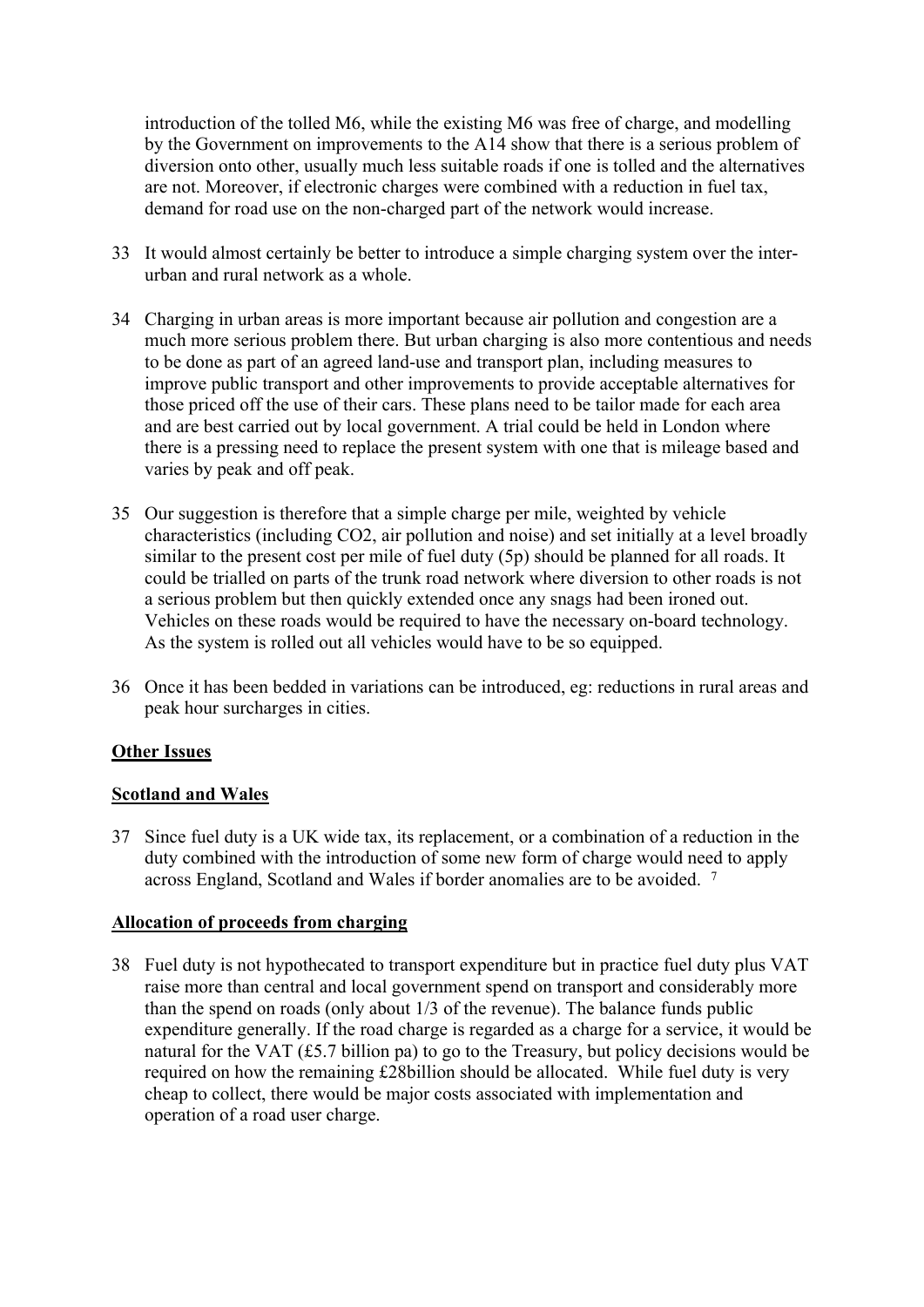introduction of the tolled M6, while the existing M6 was free of charge, and modelling by the Government on improvements to the A14 show that there is a serious problem of diversion onto other, usually much less suitable roads if one is tolled and the alternatives are not. Moreover, if electronic charges were combined with a reduction in fuel tax, demand for road use on the non-charged part of the network would increase.

33 It would almost certainly be better to introduce a simple charging system over the inter-urban and rural network as a whole.

34 Charging in urban areas is more important because air pollution and congestion are a much more serious problem there. But urban charging is also more contentious and needs to be done as part of an agreed land-use and transport plan, including measures to improve public transport and other improvements to provide acceptable alternatives for those priced off the use of their cars. These plans need to be tailor made for each area and are best carried out by local government. A trial could be held in London where there is a pressing need to replace the present system with one that is mileage based and varies by peak and off peak.

35 Our suggestion is therefore that a simple charge per mile, weighted by vehicle characteristics (including $CO_2$, air pollution and noise) and set initially at a level broadly similar to the present cost per mile of fuel duty (5p) should be planned for all roads. It could be trialled on parts of the trunk road network where diversion to other roads is not a serious problem but then quickly extended once any snags had been ironed out. Vehicles on these roads would be required to have the necessary on-board technology. As the system is rolled out all vehicles would have to be so equipped.

36 Once it has been bedded in variations can be introduced, eg: reductions in rural areas and peak hour surcharges in cities.

## Other Issues

### Scotland and Wales

37 Since fuel duty is a UK wide tax, its replacement, or a combination of a reduction in the duty combined with the introduction of some new form of charge would need to apply across England, Scotland and Wales if border anomalies are to be avoided. [7]

### Allocation of proceeds from charging

38 Fuel duty is not hypothecated to transport expenditure but in practice fuel duty plus VAT raise more than central and local government spend on transport and considerably more than the spend on roads (only about 1/3 of the revenue). The balance funds public expenditure generally. If the road charge is regarded as a charge for a service, it would be natural for the VAT (£5.7 billion pa) to go to the Treasury, but policy decisions would be required on how the remaining £28billion should be allocated. While fuel duty is very cheap to collect, there would be major costs associated with implementation and operation of a road user charge.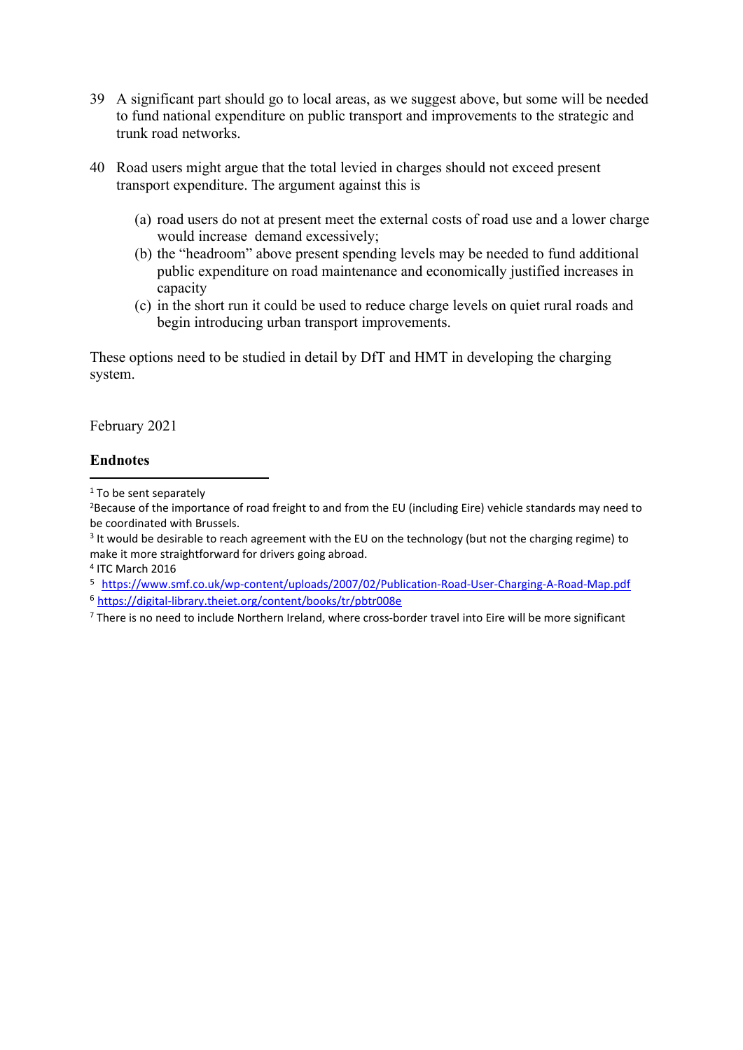39 A significant part should go to local areas, as we suggest above, but some will be needed to fund national expenditure on public transport and improvements to the strategic and trunk road networks.

40 Road users might argue that the total levied in charges should not exceed present transport expenditure. The argument against this is

(a) road users do not at present meet the external costs of road use and a lower charge would increase demand excessively;
(b) the "headroom" above present spending levels may be needed to fund additional public expenditure on road maintenance and economically justified increases in capacity
(c) in the short run it could be used to reduce charge levels on quiet rural roads and begin introducing urban transport improvements.

These options need to be studied in detail by DfT and HMT in developing the charging system.

February 2021

**Endnotes**

[1] To be sent separately

[2] Because of the importance of road freight to and from the EU (including Eire) vehicle standards may need to be coordinated with Brussels.

[3] It would be desirable to reach agreement with the EU on the technology (but not the charging regime) to make it more straightforward for drivers going abroad.

[4] ITC March 2016

[5] https://www.smf.co.uk/wp-content/uploads/2007/02/Publication-Road-User-Charging-A-Road-Map.pdf

[6] https://digital-library.theiet.org/content/books/tr/pbtr008e

[7] There is no need to include Northern Ireland, where cross-border travel into Eire will be more significant